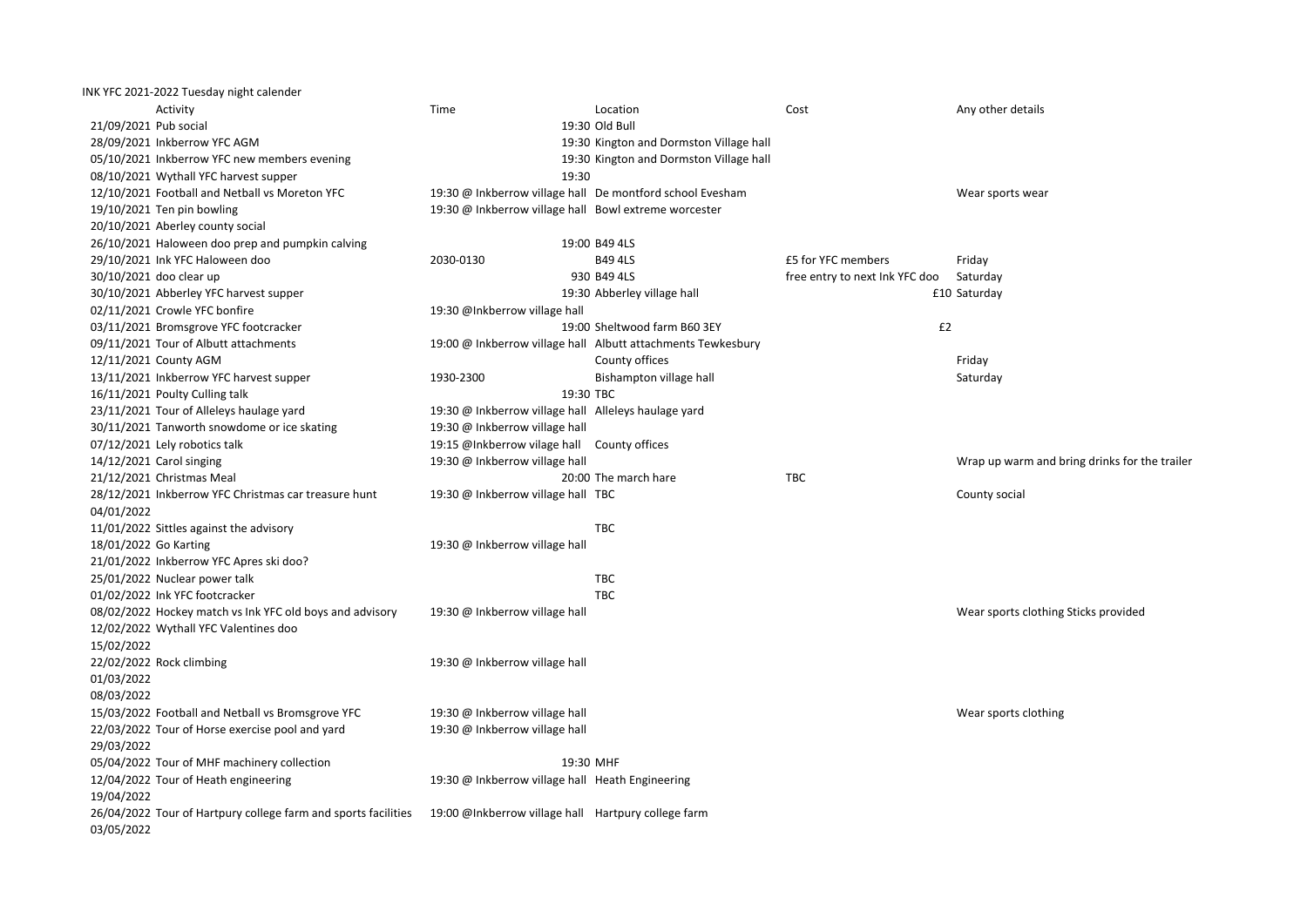INK YFC 2021-2022 Tuesday night calender

| | Activity | Time | Location | Cost | Any other details |
|---|---|---|---|---|---|
| 21/09/2021 | Pub social | 19:30 | Old Bull | | |
| 28/09/2021 | Inkberrow YFC AGM | 19:30 | Kington and Dormston Village hall | | |
| 05/10/2021 | Inkberrow YFC new members evening | 19:30 | Kington and Dormston Village hall | | |
| 08/10/2021 | Wythall YFC harvest supper | 19:30 | | | |
| 12/10/2021 | Football and Netball vs Moreton YFC | 19:30 @ Inkberrow village hall | De montford school Evesham | | Wear sports wear |
| 19/10/2021 | Ten pin bowling | 19:30 @ Inkberrow village hall | Bowl extreme worcester | | |
| 20/10/2021 | Aberley county social | | | | |
| 26/10/2021 | Haloween doo prep and pumpkin calving | 19:00 | B49 4LS | | |
| 29/10/2021 | Ink YFC Haloween doo | 2030-0130 | B49 4LS | £5 for YFC members | Friday |
| 30/10/2021 | doo clear up | 930 | B49 4LS | free entry to next Ink YFC doo | Saturday |
| 30/10/2021 | Abberley YFC harvest supper | 19:30 | Abberley village hall | £10 | Saturday |
| 02/11/2021 | Crowle YFC bonfire | 19:30 @Inkberrow village hall | | | |
| 03/11/2021 | Bromsgrove YFC footcracker | 19:00 | Sheltwood farm B60 3EY | £2 | |
| 09/11/2021 | Tour of Albutt attachments | 19:00 @ Inkberrow village hall | Albutt attachments Tewkesbury | | |
| 12/11/2021 | County AGM | | County offices | | Friday |
| 13/11/2021 | Inkberrow YFC harvest supper | 1930-2300 | Bishampton village hall | | Saturday |
| 16/11/2021 | Poulty Culling talk | 19:30 | TBC | | |
| 23/11/2021 | Tour of Alleleys haulage yard | 19:30 @ Inkberrow village hall | Alleleys haulage yard | | |
| 30/11/2021 | Tanworth snowdome or ice skating | 19:30 @ Inkberrow village hall | | | |
| 07/12/2021 | Lely robotics talk | 19:15 @Inkberrow vilage hall | County offices | | |
| 14/12/2021 | Carol singing | 19:30 @ Inkberrow village hall | | | Wrap up warm and bring drinks for the trailer |
| 21/12/2021 | Christmas Meal | 20:00 | The march hare | TBC | |
| 28/12/2021 | Inkberrow YFC Christmas car treasure hunt | 19:30 @ Inkberrow village hall | TBC | | County social |
| 04/01/2022 | | | | | |
| 11/01/2022 | Sittles against the advisory | | TBC | | |
| 18/01/2022 | Go Karting | 19:30 @ Inkberrow village hall | | | |
| 21/01/2022 | Inkberrow YFC Apres ski doo? | | | | |
| 25/01/2022 | Nuclear power talk | | TBC | | |
| 01/02/2022 | Ink YFC footcracker | | TBC | | |
| 08/02/2022 | Hockey match vs Ink YFC old boys and advisory | 19:30 @ Inkberrow village hall | | | Wear sports clothing Sticks provided |
| 12/02/2022 | Wythall YFC Valentines doo | | | | |
| 15/02/2022 | | | | | |
| 22/02/2022 | Rock climbing | 19:30 @ Inkberrow village hall | | | |
| 01/03/2022 | | | | | |
| 08/03/2022 | | | | | |
| 15/03/2022 | Football and Netball vs Bromsgrove YFC | 19:30 @ Inkberrow village hall | | | Wear sports clothing |
| 22/03/2022 | Tour of Horse exercise pool and yard | 19:30 @ Inkberrow village hall | | | |
| 29/03/2022 | | | | | |
| 05/04/2022 | Tour of MHF machinery collection | 19:30 | MHF | | |
| 12/04/2022 | Tour of Heath engineering | 19:30 @ Inkberrow village hall | Heath Engineering | | |
| 19/04/2022 | | | | | |
| 26/04/2022 | Tour of Hartpury college farm and sports facilities | 19:00 @Inkberrow village hall | Hartpury college farm | | |
| 03/05/2022 | | | | | |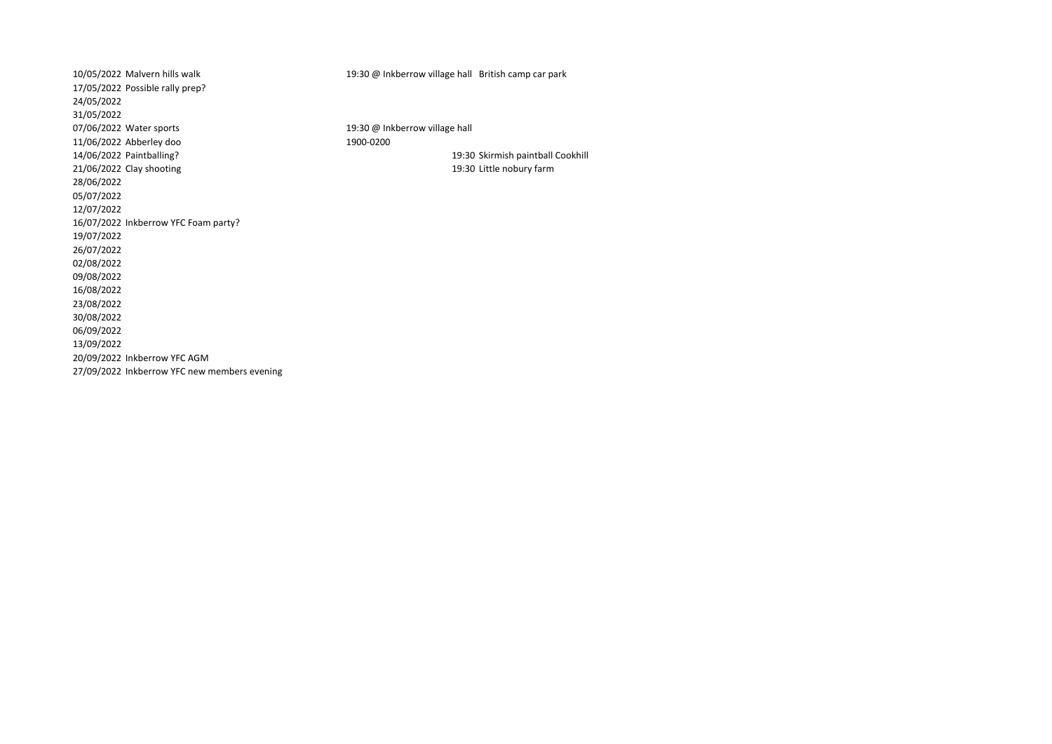| | | | | |
|---|---|---|---|---|
| 10/05/2022 | Malvern hills walk | 19:30 @ Inkberrow village hall | | British camp car park |
| 17/05/2022 | Possible rally prep? | | | |
| 24/05/2022 | | | | |
| 31/05/2022 | | | | |
| 07/06/2022 | Water sports | 19:30 @ Inkberrow village hall | | |
| 11/06/2022 | Abberley doo | 1900-0200 | | |
| 14/06/2022 | Paintballing? | | 19:30 | Skirmish paintball Cookhill |
| 21/06/2022 | Clay shooting | | 19:30 | Little nobury farm |
| 28/06/2022 | | | | |
| 05/07/2022 | | | | |
| 12/07/2022 | | | | |
| 16/07/2022 | Inkberrow YFC Foam party? | | | |
| 19/07/2022 | | | | |
| 26/07/2022 | | | | |
| 02/08/2022 | | | | |
| 09/08/2022 | | | | |
| 16/08/2022 | | | | |
| 23/08/2022 | | | | |
| 30/08/2022 | | | | |
| 06/09/2022 | | | | |
| 13/09/2022 | | | | |
| 20/09/2022 | Inkberrow YFC AGM | | | |
| 27/09/2022 | Inkberrow YFC new members evening | | | |